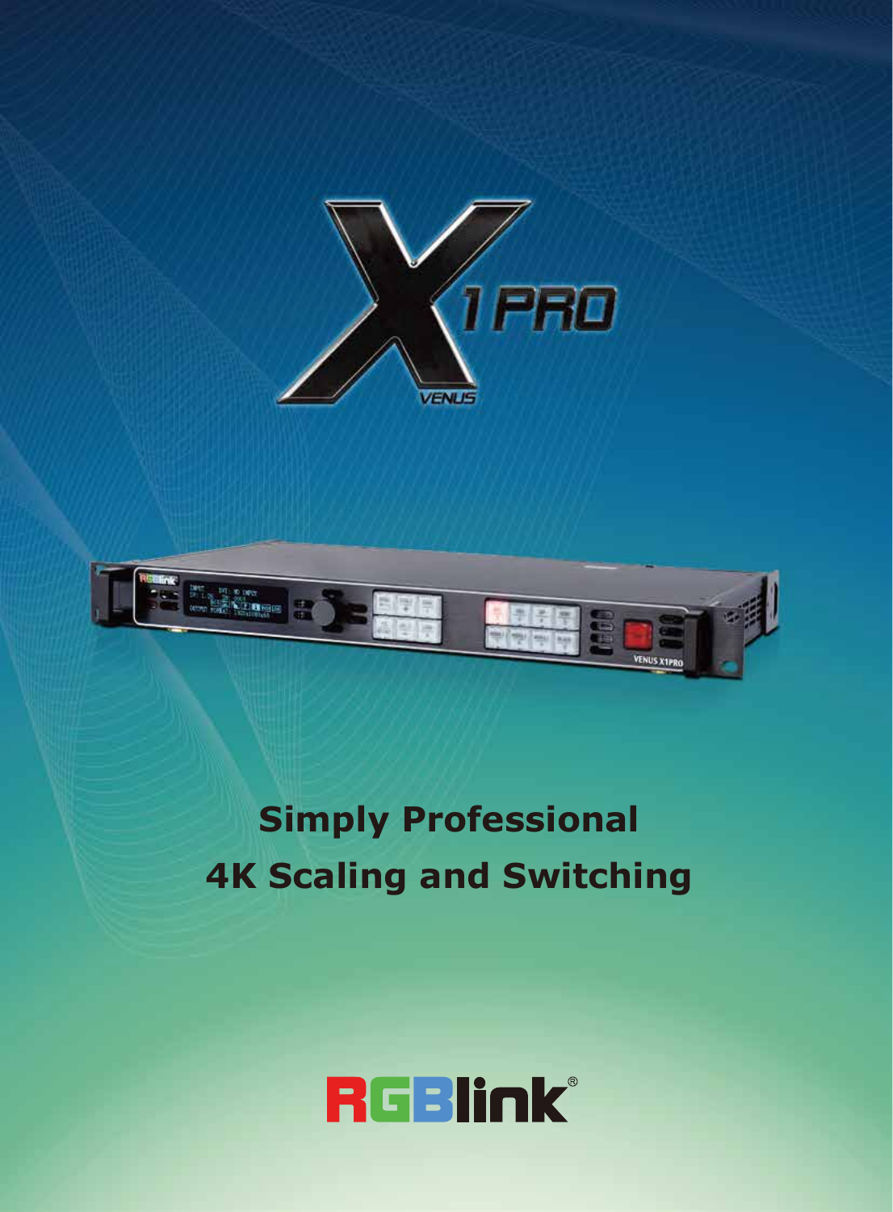# X1 PRO

VENUS

## Simply Professional
## 4K Scaling and Switching

RGBlink®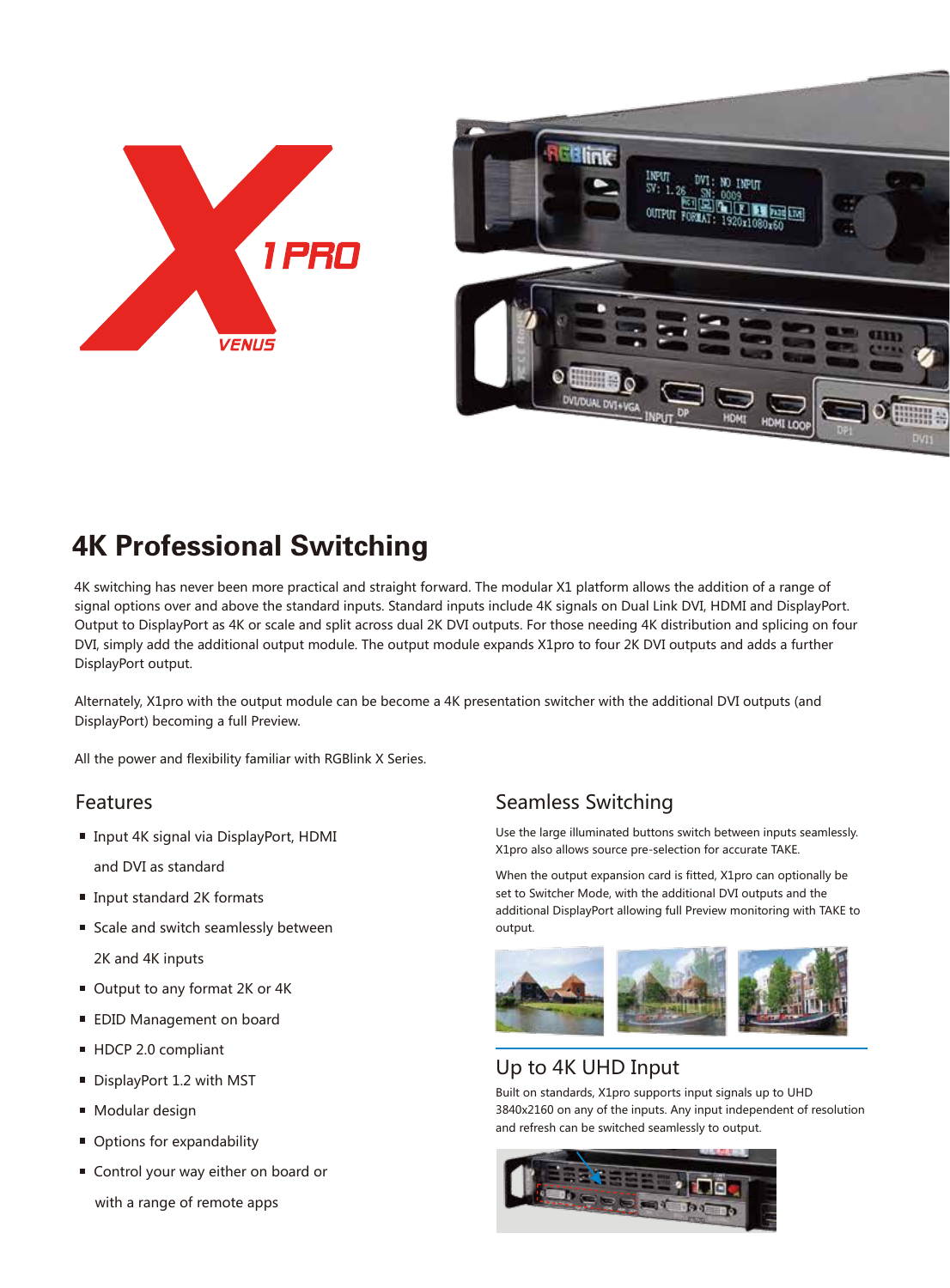# 4K Professional Switching

4K switching has never been more practical and straight forward. The modular X1 platform allows the addition of a range of signal options over and above the standard inputs. Standard inputs include 4K signals on Dual Link DVI, HDMI and DisplayPort. Output to DisplayPort as 4K or scale and split across dual 2K DVI outputs. For those needing 4K distribution and splicing on four DVI, simply add the additional output module. The output module expands X1pro to four 2K DVI outputs and adds a further DisplayPort output.

Alternately, X1pro with the output module can be become a 4K presentation switcher with the additional DVI outputs (and DisplayPort) becoming a full Preview.

All the power and flexibility familiar with RGBlink X Series.

## Features

- Input 4K signal via DisplayPort, HDMI and DVI as standard
- Input standard 2K formats
- Scale and switch seamlessly between 2K and 4K inputs
- Output to any format 2K or 4K
- EDID Management on board
- HDCP 2.0 compliant
- DisplayPort 1.2 with MST
- Modular design
- Options for expandability
- Control your way either on board or with a range of remote apps

## Seamless Switching

Use the large illuminated buttons switch between inputs seamlessly. X1pro also allows source pre-selection for accurate TAKE.

When the output expansion card is fitted, X1pro can optionally be set to Switcher Mode, with the additional DVI outputs and the additional DisplayPort allowing full Preview monitoring with TAKE to output.

## Up to 4K UHD Input

Built on standards, X1pro supports input signals up to UHD 3840x2160 on any of the inputs. Any input independent of resolution and refresh can be switched seamlessly to output.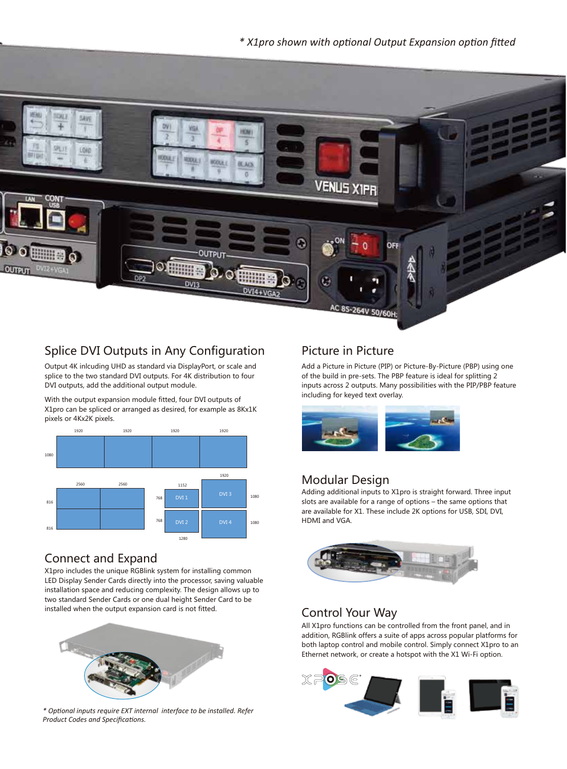*\* X1pro shown with optional Output Expansion option fitted*

## Splice DVI Outputs in Any Configuration

Output 4K inlcuding UHD as standard via DisplayPort, or scale and splice to the two standard DVI outputs. For 4K distribution to four DVI outputs, add the additional output module.

With the output expansion module fitted, four DVI outputs of X1pro can be spliced or arranged as desired, for example as 8Kx1K pixels or 4Kx2K pixels.

## Connect and Expand

X1pro includes the unique RGBlink system for installing common LED Display Sender Cards directly into the processor, saving valuable installation space and reducing complexity. The design allows up to two standard Sender Cards or one dual height Sender Card to be installed when the output expansion card is not fitted.

*\* Optional inputs require EXT internal interface to be installed. Refer Product Codes and Specifications.*

## Picture in Picture

Add a Picture in Picture (PIP) or Picture-By-Picture (PBP) using one of the build in pre-sets. The PBP feature is ideal for splitting 2 inputs across 2 outputs. Many possibilities with the PIP/PBP feature including for keyed text overlay.

## Modular Design

Adding additional inputs to X1pro is straight forward. Three input slots are available for a range of options – the same options that are available for X1. These include 2K options for USB, SDI, DVI, HDMI and VGA.

## Control Your Way

All X1pro functions can be controlled from the front panel, and in addition, RGBlink offers a suite of apps across popular platforms for both laptop control and mobile control. Simply connect X1pro to an Ethernet network, or create a hotspot with the X1 Wi-Fi option.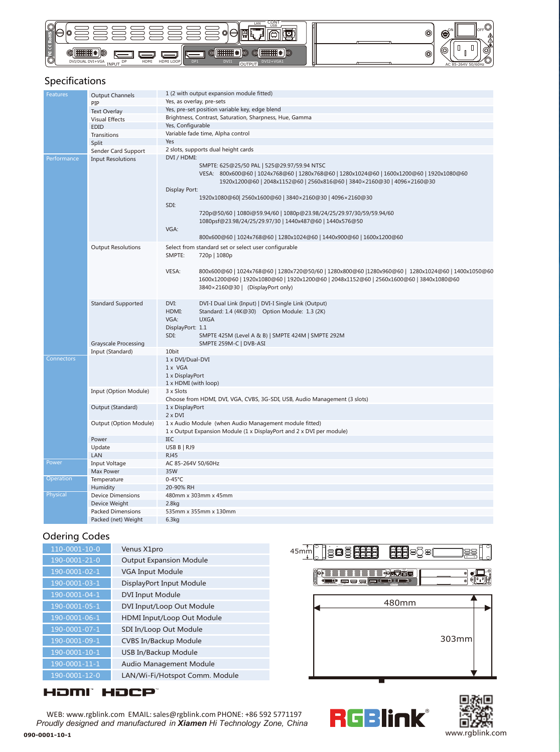DVI/DUAL DVI+VGA INPUT DP HDMI HDMI LOOP DP1 DVI1 OUTPUT DVI2+VGA1 LAN CONT USB ON OFF AC 85-264V 50/60Hz

## Specifications

| | | |
|---|---|---|
| Features | Output Channels | 1 (2 with output expansion module fitted) |
| | PIP | Yes, as overlay, pre-sets |
| | Text Overlay | Yes, pre-set position variable key, edge blend |
| | Visual Effects | Brightness, Contrast, Saturation, Sharpness, Hue, Gamma |
| | EDID | Yes, Configurable |
| | Transitions | Variable fade time, Alpha control |
| | Split | Yes |
| | Sender Card Support | 2 slots, supports dual height cards |
| Performance | Input Resolutions | DVI / HDMI: SMPTE: 625@25/50 PAL \| 525@29.97/59.94 NTSC VESA: 800x600@60 \| 1024x768@60 \| 1280x768@60 \| 1280x1024@60 \| 1600x1200@60 \| 1920x1080@60 1920x1200@60 \| 2048x1152@60 \| 2560x816@60 \| 3840×2160@30 \| 4096×2160@30 Display Port: 1920x1080@60\| 2560x1600@60 \| 3840×2160@30 \| 4096×2160@30 SDI: 720p@50/60 \| 1080i@59.94/60 \| 1080p@23.98/24/25/29.97/30/59/59.94/60 1080psf@23.98/24/25/29.97/30 \| 1440x487@60 \| 1440x576@50 VGA: 800x600@60 \| 1024x768@60 \| 1280x1024@60 \| 1440x900@60 \| 1600x1200@60 |
| | Output Resolutions | Select from standard set or select user configurable SMPTE: 720p \| 1080p VESA: 800x600@60 \| 1024x768@60 \| 1280x720@50/60 \| 1280x800@60 \|1280x960@60 \| 1280x1024@60 \| 1400x1050@60 1600x1200@60 \| 1920x1080@60 \| 1920x1200@60 \| 2048x1152@60 \| 2560x1600@60 \| 3840x1080@60 3840×2160@30 \| (DisplayPort only) |
| | Standard Supported | DVI: DVI-I Dual Link (Input) \| DVI-I Single Link (Output) HDMI: Standard: 1.4 (4K@30) Option Module: 1.3 (2K) VGA: UXGA DisplayPort: 1.1 SDI: SMPTE 425M (Level A & B) \| SMPTE 424M \| SMPTE 292M SMPTE 259M-C \| DVB-ASI |
| | Grayscale Processing | 10bit |
| Connectors | Input (Standard) | 1 x DVI/Dual-DVI 1 x VGA 1 x DisplayPort 1 x HDMI (with loop) |
| | Input (Option Module) | 3 x Slots Choose from HDMI, DVI, VGA, CVBS, 3G-SDI, USB, Audio Management (3 slots) |
| | Output (Standard) | 1 x DisplayPort 2 x DVI |
| | Output (Option Module) | 1 x Audio Module (when Audio Management module fitted) 1 x Output Expansion Module (1 x DisplayPort and 2 x DVI per module) |
| | Power | IEC |
| | Update | USB B \| RJ9 |
| | LAN | RJ45 |
| Power | Input Voltage | AC 85-264V 50/60Hz |
| | Max Power | 35W |
| Operation | Temperature | 0-45°C |
| | Humidity | 20-90% RH |
| Physical | Device Dimensions | 480mm x 303mm x 45mm |
| | Device Weight | 2.8kg |
| | Packed Dimensions | 535mm x 355mm x 130mm |
| | Packed (net) Weight | 6.3kg |

## Odering Codes

| | |
|---|---|
| 110-0001-10-0 | Venus X1pro |
| 190-0001-21-0 | Output Expansion Module |
| 190-0001-02-1 | VGA Input Module |
| 190-0001-03-1 | DisplayPort Input Module |
| 190-0001-04-1 | DVI Input Module |
| 190-0001-05-1 | DVI Input/Loop Out Module |
| 190-0001-06-1 | HDMI Input/Loop Out Module |
| 190-0001-07-1 | SDI In/Loop Out Module |
| 190-0001-09-1 | CVBS In/Backup Module |
| 190-0001-10-1 | USB In/Backup Module |
| 190-0001-11-1 | Audio Management Module |
| 190-0001-12-0 | LAN/Wi-Fi/Hotspot Comm. Module |

45mm

480mm

303mm

HDMI™ HDCP™

WEB: www.rgblink.com EMAIL: sales@rgblink.com PHONE: +86 592 5771197

*Proudly designed and manufactured in **Xiamen** Hi Technology Zone, China*

RGBlink®

www.rgblink.com

**090-0001-10-1**